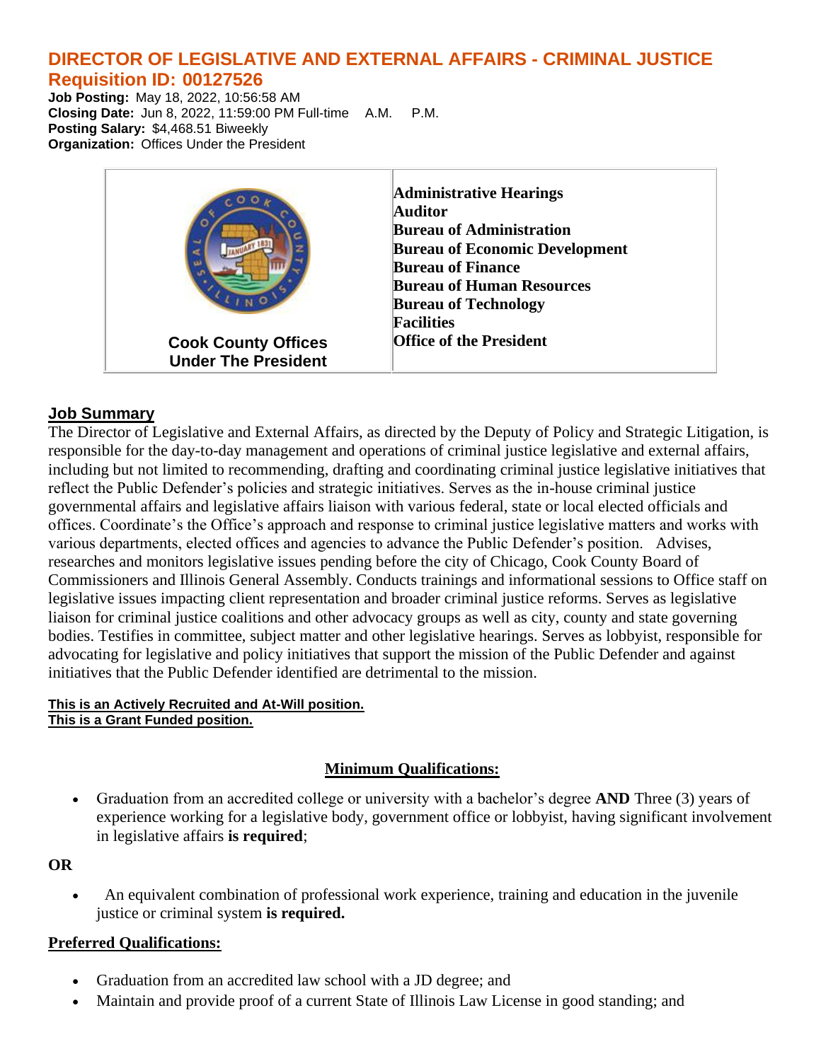# DIRECTOR OF LEGISLATIVE AND EXTERNAL AFFAIRS - CRIMINAL JUSTICE
## Requisition ID: 00127526

**Job Posting:** May 18, 2022, 10:56:58 AM
**Closing Date:** Jun 8, 2022, 11:59:00 PM Full-time A.M. P.M.
**Posting Salary:** $4,468.51 Biweekly
**Organization:** Offices Under the President

| Cook County Offices Under The President | **Administrative Hearings**<br>**Auditor**<br>**Bureau of Administration**<br>**Bureau of Economic Development**<br>**Bureau of Finance**<br>**Bureau of Human Resources**<br>**Bureau of Technology**<br>**Facilities**<br>**Office of the President** |
| --- | --- |

## Job Summary

The Director of Legislative and External Affairs, as directed by the Deputy of Policy and Strategic Litigation, is responsible for the day-to-day management and operations of criminal justice legislative and external affairs, including but not limited to recommending, drafting and coordinating criminal justice legislative initiatives that reflect the Public Defender's policies and strategic initiatives. Serves as the in-house criminal justice governmental affairs and legislative affairs liaison with various federal, state or local elected officials and offices. Coordinate's the Office's approach and response to criminal justice legislative matters and works with various departments, elected offices and agencies to advance the Public Defender's position. Advises, researches and monitors legislative issues pending before the city of Chicago, Cook County Board of Commissioners and Illinois General Assembly. Conducts trainings and informational sessions to Office staff on legislative issues impacting client representation and broader criminal justice reforms. Serves as legislative liaison for criminal justice coalitions and other advocacy groups as well as city, county and state governing bodies. Testifies in committee, subject matter and other legislative hearings. Serves as lobbyist, responsible for advocating for legislative and policy initiatives that support the mission of the Public Defender and against initiatives that the Public Defender identified are detrimental to the mission.

**This is an Actively Recruited and At-Will position.**
**This is a Grant Funded position.**

## Minimum Qualifications:

- Graduation from an accredited college or university with a bachelor's degree **AND** Three (3) years of experience working for a legislative body, government office or lobbyist, having significant involvement in legislative affairs **is required**;

**OR**

- An equivalent combination of professional work experience, training and education in the juvenile justice or criminal system **is required.**

## Preferred Qualifications:

- Graduation from an accredited law school with a JD degree; and
- Maintain and provide proof of a current State of Illinois Law License in good standing; and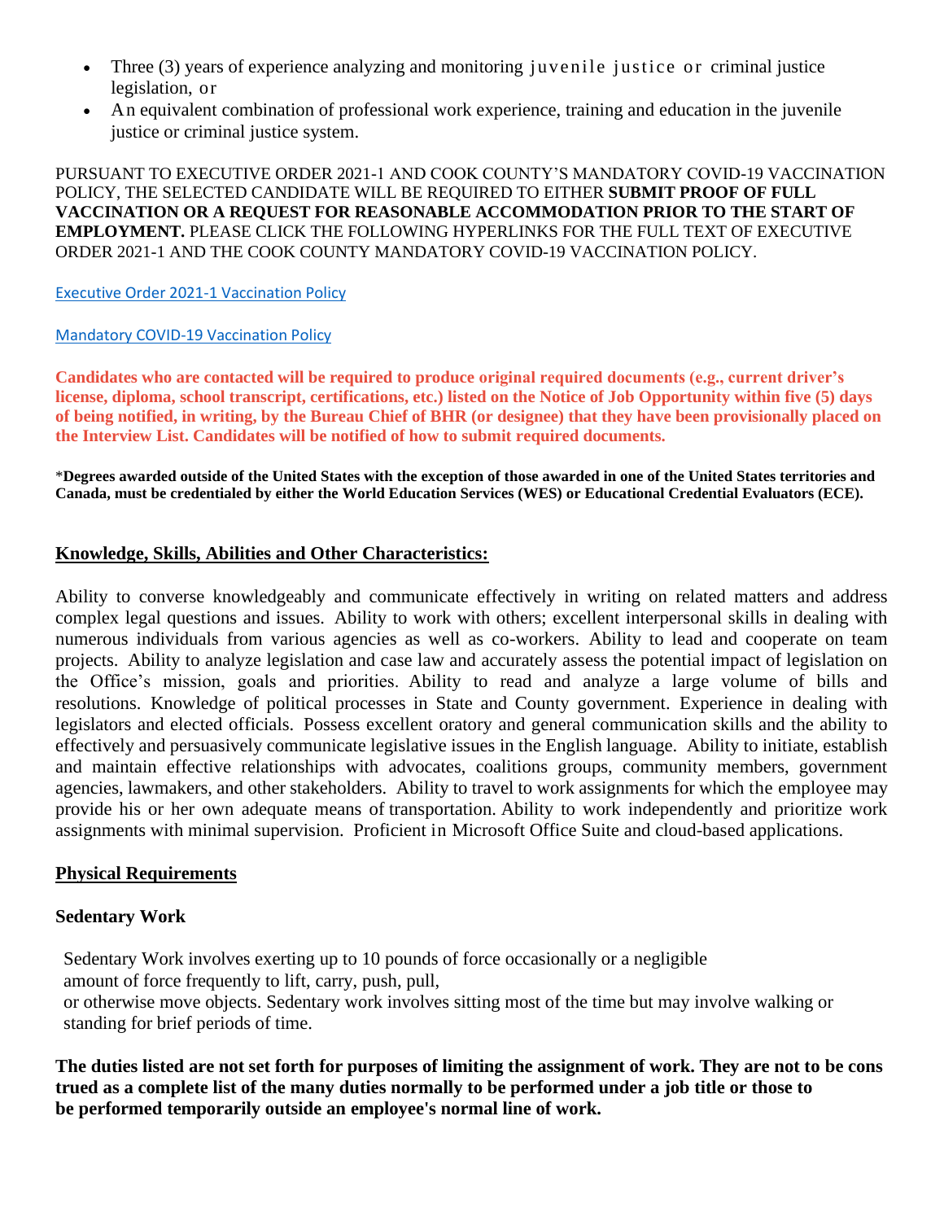- Three (3) years of experience analyzing and monitoring juvenile justice or criminal justice legislation, or
- An equivalent combination of professional work experience, training and education in the juvenile justice or criminal justice system.

PURSUANT TO EXECUTIVE ORDER 2021-1 AND COOK COUNTY'S MANDATORY COVID-19 VACCINATION POLICY, THE SELECTED CANDIDATE WILL BE REQUIRED TO EITHER **SUBMIT PROOF OF FULL VACCINATION OR A REQUEST FOR REASONABLE ACCOMMODATION PRIOR TO THE START OF EMPLOYMENT.** PLEASE CLICK THE FOLLOWING HYPERLINKS FOR THE FULL TEXT OF EXECUTIVE ORDER 2021-1 AND THE COOK COUNTY MANDATORY COVID-19 VACCINATION POLICY.

Executive Order 2021-1 Vaccination Policy

Mandatory COVID-19 Vaccination Policy

**Candidates who are contacted will be required to produce original required documents (e.g., current driver's license, diploma, school transcript, certifications, etc.) listed on the Notice of Job Opportunity within five (5) days of being notified, in writing, by the Bureau Chief of BHR (or designee) that they have been provisionally placed on the Interview List. Candidates will be notified of how to submit required documents.**

***Degrees awarded outside of the United States with the exception of those awarded in one of the United States territories and Canada, must be credentialed by either the World Education Services (WES) or Educational Credential Evaluators (ECE).**

## Knowledge, Skills, Abilities and Other Characteristics:

Ability to converse knowledgeably and communicate effectively in writing on related matters and address complex legal questions and issues. Ability to work with others; excellent interpersonal skills in dealing with numerous individuals from various agencies as well as co-workers. Ability to lead and cooperate on team projects. Ability to analyze legislation and case law and accurately assess the potential impact of legislation on the Office's mission, goals and priorities. Ability to read and analyze a large volume of bills and resolutions. Knowledge of political processes in State and County government. Experience in dealing with legislators and elected officials. Possess excellent oratory and general communication skills and the ability to effectively and persuasively communicate legislative issues in the English language. Ability to initiate, establish and maintain effective relationships with advocates, coalitions groups, community members, government agencies, lawmakers, and other stakeholders. Ability to travel to work assignments for which the employee may provide his or her own adequate means of transportation. Ability to work independently and prioritize work assignments with minimal supervision. Proficient in Microsoft Office Suite and cloud-based applications.

## Physical Requirements

### Sedentary Work

Sedentary Work involves exerting up to 10 pounds of force occasionally or a negligible amount of force frequently to lift, carry, push, pull, or otherwise move objects. Sedentary work involves sitting most of the time but may involve walking or standing for brief periods of time.

**The duties listed are not set forth for purposes of limiting the assignment of work. They are not to be construed as a complete list of the many duties normally to be performed under a job title or those to be performed temporarily outside an employee's normal line of work.**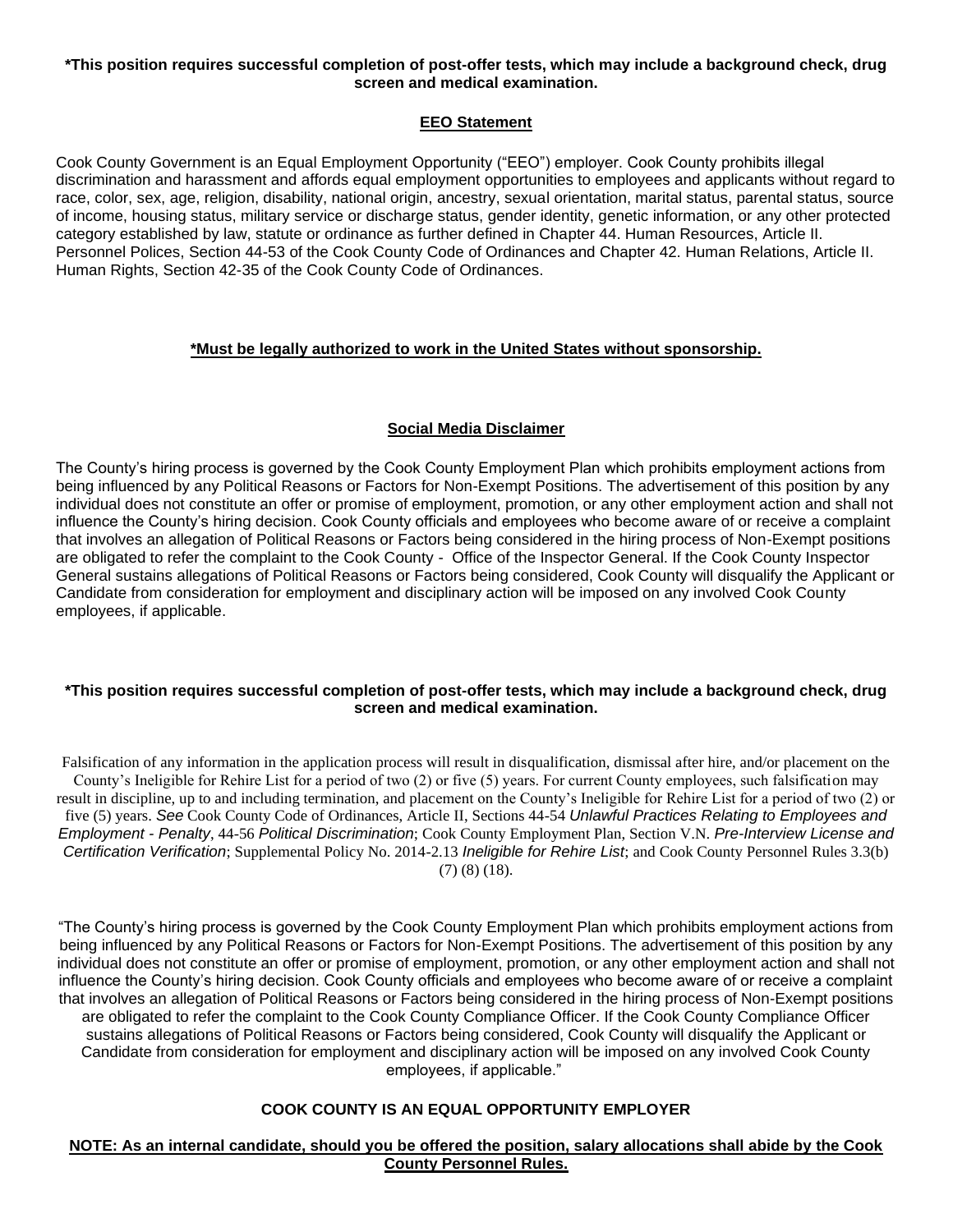**\*This position requires successful completion of post-offer tests, which may include a background check, drug screen and medical examination.**

## EEO Statement

Cook County Government is an Equal Employment Opportunity ("EEO") employer. Cook County prohibits illegal discrimination and harassment and affords equal employment opportunities to employees and applicants without regard to race, color, sex, age, religion, disability, national origin, ancestry, sexual orientation, marital status, parental status, source of income, housing status, military service or discharge status, gender identity, genetic information, or any other protected category established by law, statute or ordinance as further defined in Chapter 44. Human Resources, Article II. Personnel Polices, Section 44-53 of the Cook County Code of Ordinances and Chapter 42. Human Relations, Article II. Human Rights, Section 42-35 of the Cook County Code of Ordinances.

**\*Must be legally authorized to work in the United States without sponsorship.**

## Social Media Disclaimer

The County's hiring process is governed by the Cook County Employment Plan which prohibits employment actions from being influenced by any Political Reasons or Factors for Non-Exempt Positions. The advertisement of this position by any individual does not constitute an offer or promise of employment, promotion, or any other employment action and shall not influence the County's hiring decision. Cook County officials and employees who become aware of or receive a complaint that involves an allegation of Political Reasons or Factors being considered in the hiring process of Non-Exempt positions are obligated to refer the complaint to the Cook County - Office of the Inspector General. If the Cook County Inspector General sustains allegations of Political Reasons or Factors being considered, Cook County will disqualify the Applicant or Candidate from consideration for employment and disciplinary action will be imposed on any involved Cook County employees, if applicable.

**\*This position requires successful completion of post-offer tests, which may include a background check, drug screen and medical examination.**

Falsification of any information in the application process will result in disqualification, dismissal after hire, and/or placement on the County's Ineligible for Rehire List for a period of two (2) or five (5) years. For current County employees, such falsification may result in discipline, up to and including termination, and placement on the County's Ineligible for Rehire List for a period of two (2) or five (5) years. *See* Cook County Code of Ordinances, Article II, Sections 44-54 *Unlawful Practices Relating to Employees and Employment - Penalty*, 44-56 *Political Discrimination*; Cook County Employment Plan, Section V.N. *Pre-Interview License and Certification Verification*; Supplemental Policy No. 2014-2.13 *Ineligible for Rehire List*; and Cook County Personnel Rules 3.3(b) (7) (8) (18).

"The County's hiring process is governed by the Cook County Employment Plan which prohibits employment actions from being influenced by any Political Reasons or Factors for Non-Exempt Positions. The advertisement of this position by any individual does not constitute an offer or promise of employment, promotion, or any other employment action and shall not influence the County's hiring decision. Cook County officials and employees who become aware of or receive a complaint that involves an allegation of Political Reasons or Factors being considered in the hiring process of Non-Exempt positions are obligated to refer the complaint to the Cook County Compliance Officer. If the Cook County Compliance Officer sustains allegations of Political Reasons or Factors being considered, Cook County will disqualify the Applicant or Candidate from consideration for employment and disciplinary action will be imposed on any involved Cook County employees, if applicable."

**COOK COUNTY IS AN EQUAL OPPORTUNITY EMPLOYER**

**NOTE: As an internal candidate, should you be offered the position, salary allocations shall abide by the Cook County Personnel Rules.**